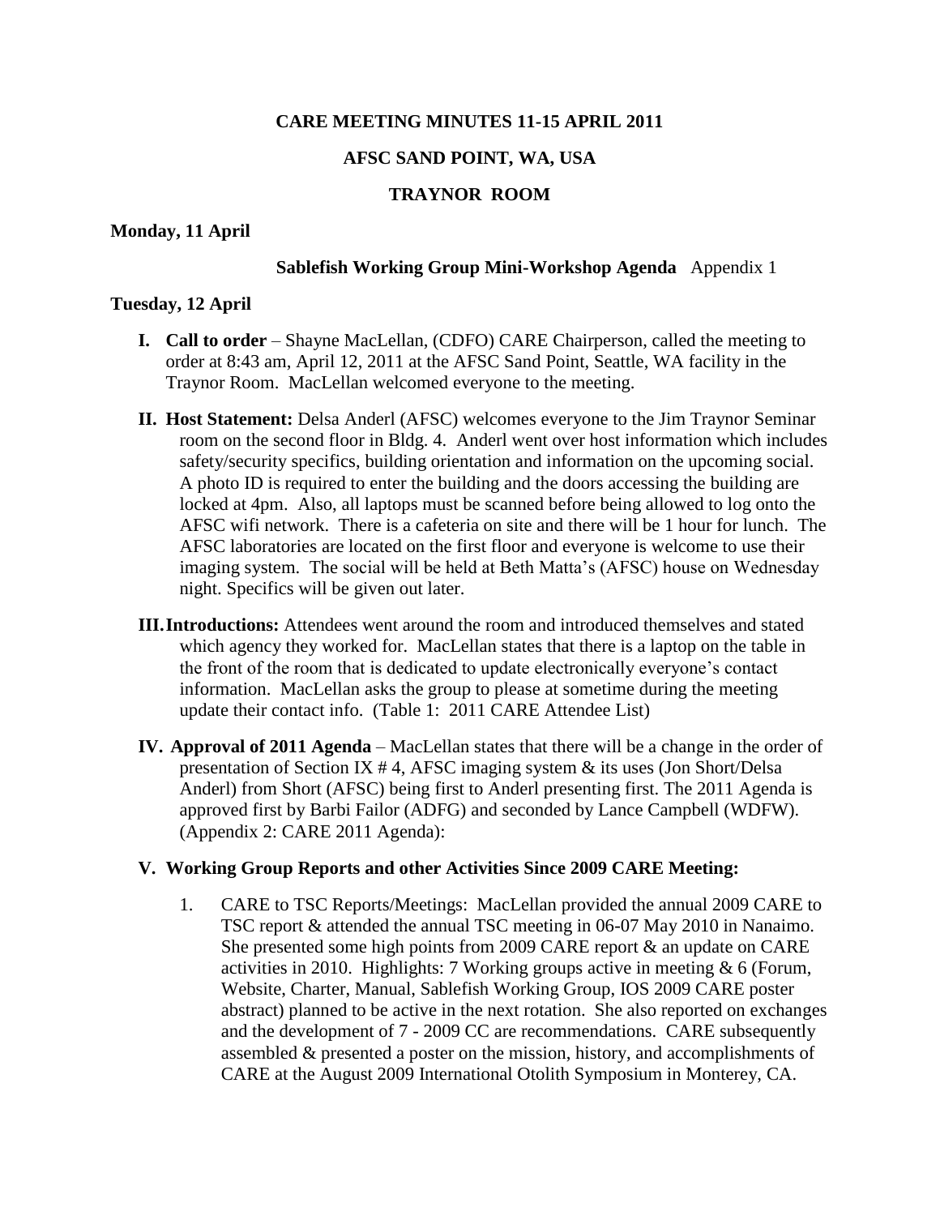# CARE MEETING MINUTES 11-15 APRIL 2011

## AFSC SAND POINT, WA, USA

## TRAYNOR ROOM

**Monday, 11 April**

**Sablefish Working Group Mini-Workshop Agenda** Appendix 1

**Tuesday, 12 April**

**I. Call to order** – Shayne MacLellan, (CDFO) CARE Chairperson, called the meeting to order at 8:43 am, April 12, 2011 at the AFSC Sand Point, Seattle, WA facility in the Traynor Room. MacLellan welcomed everyone to the meeting.

**II. Host Statement:** Delsa Anderl (AFSC) welcomes everyone to the Jim Traynor Seminar room on the second floor in Bldg. 4. Anderl went over host information which includes safety/security specifics, building orientation and information on the upcoming social. A photo ID is required to enter the building and the doors accessing the building are locked at 4pm. Also, all laptops must be scanned before being allowed to log onto the AFSC wifi network. There is a cafeteria on site and there will be 1 hour for lunch. The AFSC laboratories are located on the first floor and everyone is welcome to use their imaging system. The social will be held at Beth Matta's (AFSC) house on Wednesday night. Specifics will be given out later.

**III. Introductions:** Attendees went around the room and introduced themselves and stated which agency they worked for. MacLellan states that there is a laptop on the table in the front of the room that is dedicated to update electronically everyone's contact information. MacLellan asks the group to please at sometime during the meeting update their contact info. (Table 1: 2011 CARE Attendee List)

**IV. Approval of 2011 Agenda** – MacLellan states that there will be a change in the order of presentation of Section IX # 4, AFSC imaging system & its uses (Jon Short/Delsa Anderl) from Short (AFSC) being first to Anderl presenting first. The 2011 Agenda is approved first by Barbi Failor (ADFG) and seconded by Lance Campbell (WDFW). (Appendix 2: CARE 2011 Agenda):

**V. Working Group Reports and other Activities Since 2009 CARE Meeting:**

1. CARE to TSC Reports/Meetings: MacLellan provided the annual 2009 CARE to TSC report & attended the annual TSC meeting in 06-07 May 2010 in Nanaimo. She presented some high points from 2009 CARE report & an update on CARE activities in 2010. Highlights: 7 Working groups active in meeting & 6 (Forum, Website, Charter, Manual, Sablefish Working Group, IOS 2009 CARE poster abstract) planned to be active in the next rotation. She also reported on exchanges and the development of 7 - 2009 CC are recommendations. CARE subsequently assembled & presented a poster on the mission, history, and accomplishments of CARE at the August 2009 International Otolith Symposium in Monterey, CA.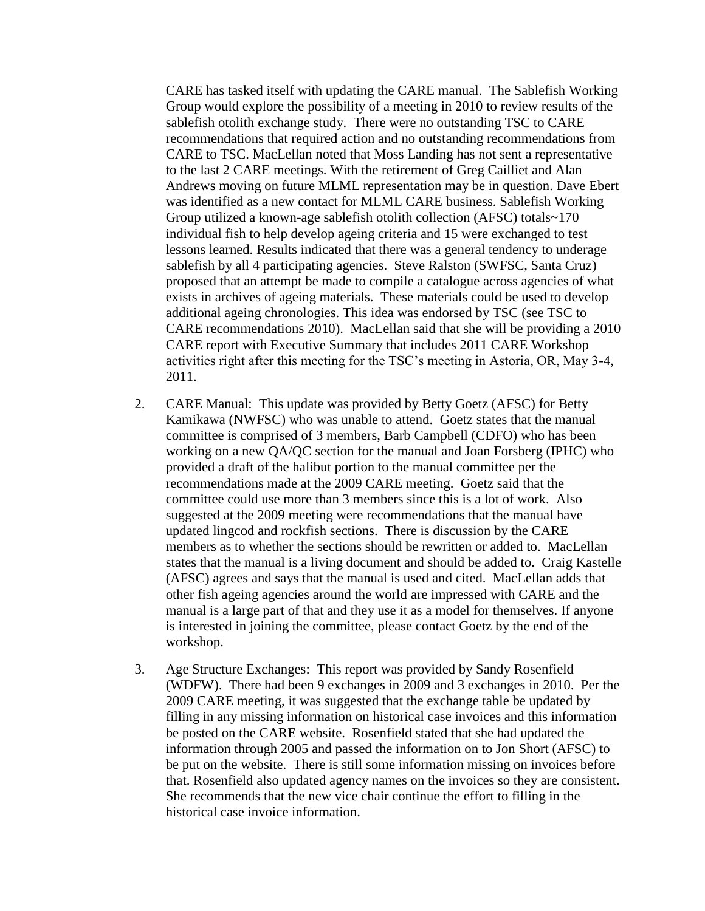CARE has tasked itself with updating the CARE manual. The Sablefish Working Group would explore the possibility of a meeting in 2010 to review results of the sablefish otolith exchange study. There were no outstanding TSC to CARE recommendations that required action and no outstanding recommendations from CARE to TSC. MacLellan noted that Moss Landing has not sent a representative to the last 2 CARE meetings. With the retirement of Greg Cailliet and Alan Andrews moving on future MLML representation may be in question. Dave Ebert was identified as a new contact for MLML CARE business. Sablefish Working Group utilized a known-age sablefish otolith collection (AFSC) totals~170 individual fish to help develop ageing criteria and 15 were exchanged to test lessons learned. Results indicated that there was a general tendency to underage sablefish by all 4 participating agencies. Steve Ralston (SWFSC, Santa Cruz) proposed that an attempt be made to compile a catalogue across agencies of what exists in archives of ageing materials. These materials could be used to develop additional ageing chronologies. This idea was endorsed by TSC (see TSC to CARE recommendations 2010). MacLellan said that she will be providing a 2010 CARE report with Executive Summary that includes 2011 CARE Workshop activities right after this meeting for the TSC's meeting in Astoria, OR, May 3-4, 2011.

2. CARE Manual: This update was provided by Betty Goetz (AFSC) for Betty Kamikawa (NWFSC) who was unable to attend. Goetz states that the manual committee is comprised of 3 members, Barb Campbell (CDFO) who has been working on a new QA/QC section for the manual and Joan Forsberg (IPHC) who provided a draft of the halibut portion to the manual committee per the recommendations made at the 2009 CARE meeting. Goetz said that the committee could use more than 3 members since this is a lot of work. Also suggested at the 2009 meeting were recommendations that the manual have updated lingcod and rockfish sections. There is discussion by the CARE members as to whether the sections should be rewritten or added to. MacLellan states that the manual is a living document and should be added to. Craig Kastelle (AFSC) agrees and says that the manual is used and cited. MacLellan adds that other fish ageing agencies around the world are impressed with CARE and the manual is a large part of that and they use it as a model for themselves. If anyone is interested in joining the committee, please contact Goetz by the end of the workshop.

3. Age Structure Exchanges: This report was provided by Sandy Rosenfield (WDFW). There had been 9 exchanges in 2009 and 3 exchanges in 2010. Per the 2009 CARE meeting, it was suggested that the exchange table be updated by filling in any missing information on historical case invoices and this information be posted on the CARE website. Rosenfield stated that she had updated the information through 2005 and passed the information on to Jon Short (AFSC) to be put on the website. There is still some information missing on invoices before that. Rosenfield also updated agency names on the invoices so they are consistent. She recommends that the new vice chair continue the effort to filling in the historical case invoice information.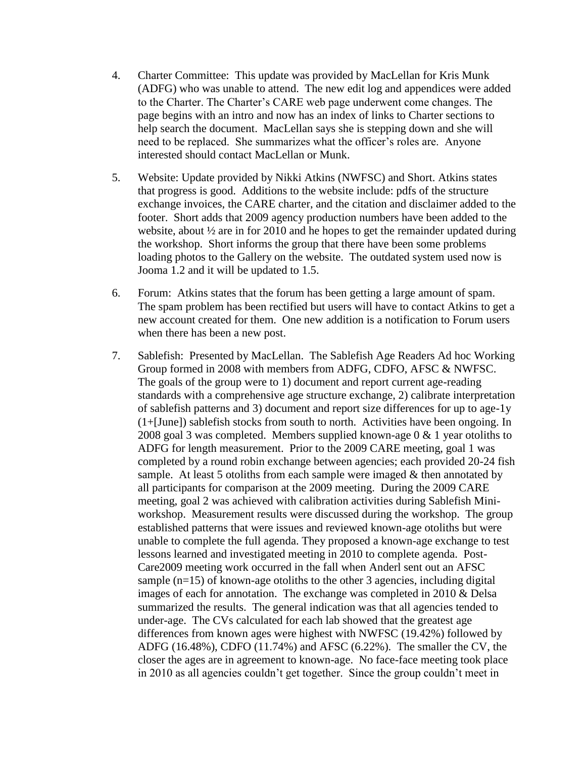4. Charter Committee: This update was provided by MacLellan for Kris Munk (ADFG) who was unable to attend. The new edit log and appendices were added to the Charter. The Charter's CARE web page underwent come changes. The page begins with an intro and now has an index of links to Charter sections to help search the document. MacLellan says she is stepping down and she will need to be replaced. She summarizes what the officer's roles are. Anyone interested should contact MacLellan or Munk.

5. Website: Update provided by Nikki Atkins (NWFSC) and Short. Atkins states that progress is good. Additions to the website include: pdfs of the structure exchange invoices, the CARE charter, and the citation and disclaimer added to the footer. Short adds that 2009 agency production numbers have been added to the website, about ½ are in for 2010 and he hopes to get the remainder updated during the workshop. Short informs the group that there have been some problems loading photos to the Gallery on the website. The outdated system used now is Jooma 1.2 and it will be updated to 1.5.

6. Forum: Atkins states that the forum has been getting a large amount of spam. The spam problem has been rectified but users will have to contact Atkins to get a new account created for them. One new addition is a notification to Forum users when there has been a new post.

7. Sablefish: Presented by MacLellan. The Sablefish Age Readers Ad hoc Working Group formed in 2008 with members from ADFG, CDFO, AFSC & NWFSC. The goals of the group were to 1) document and report current age-reading standards with a comprehensive age structure exchange, 2) calibrate interpretation of sablefish patterns and 3) document and report size differences for up to age-1y (1+[June]) sablefish stocks from south to north. Activities have been ongoing. In 2008 goal 3 was completed. Members supplied known-age 0 & 1 year otoliths to ADFG for length measurement. Prior to the 2009 CARE meeting, goal 1 was completed by a round robin exchange between agencies; each provided 20-24 fish sample. At least 5 otoliths from each sample were imaged & then annotated by all participants for comparison at the 2009 meeting. During the 2009 CARE meeting, goal 2 was achieved with calibration activities during Sablefish Mini-workshop. Measurement results were discussed during the workshop. The group established patterns that were issues and reviewed known-age otoliths but were unable to complete the full agenda. They proposed a known-age exchange to test lessons learned and investigated meeting in 2010 to complete agenda. Post-Care2009 meeting work occurred in the fall when Anderl sent out an AFSC sample (n=15) of known-age otoliths to the other 3 agencies, including digital images of each for annotation. The exchange was completed in 2010 & Delsa summarized the results. The general indication was that all agencies tended to under-age. The CVs calculated for each lab showed that the greatest age differences from known ages were highest with NWFSC (19.42%) followed by ADFG (16.48%), CDFO (11.74%) and AFSC (6.22%). The smaller the CV, the closer the ages are in agreement to known-age. No face-face meeting took place in 2010 as all agencies couldn't get together. Since the group couldn't meet in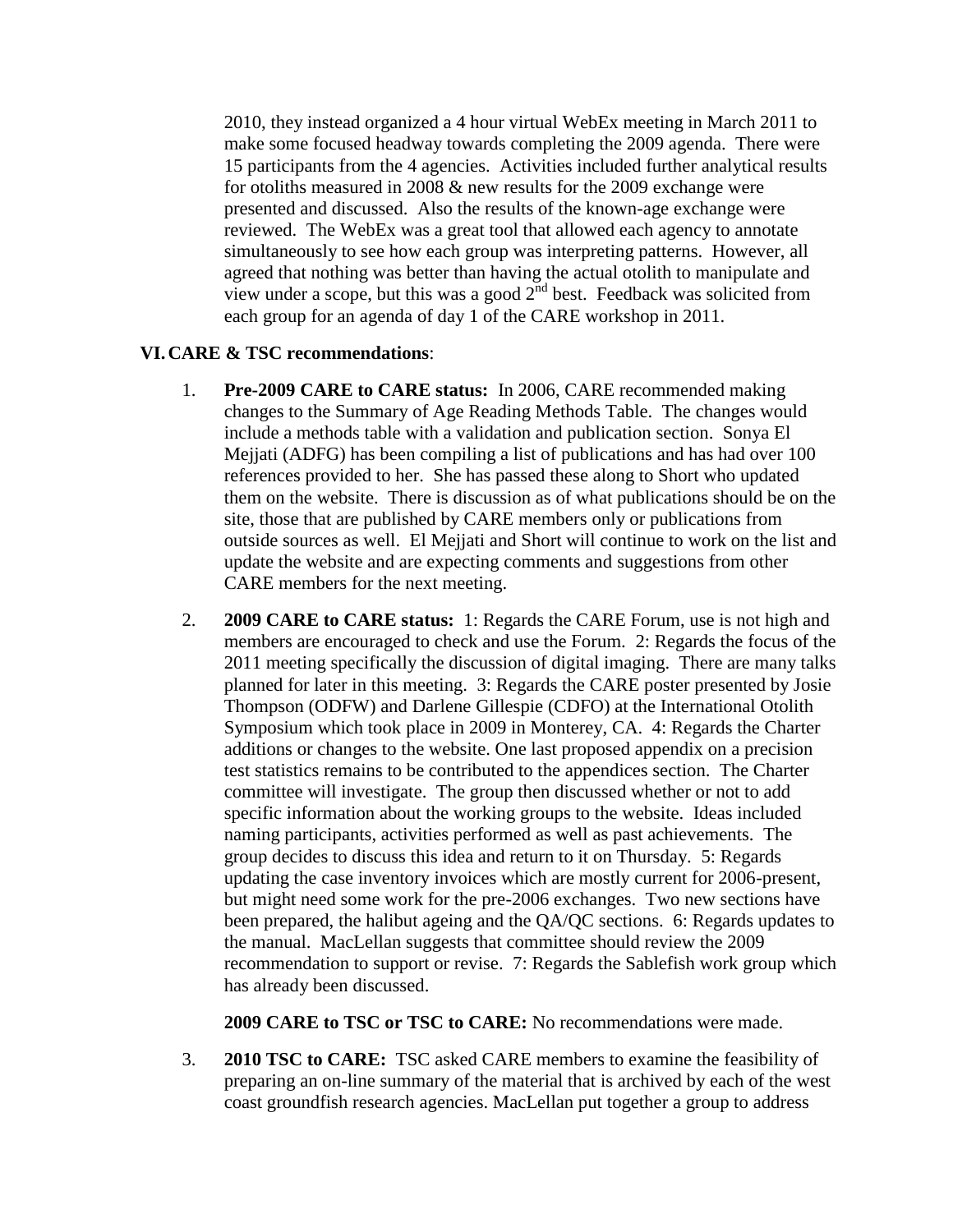2010, they instead organized a 4 hour virtual WebEx meeting in March 2011 to make some focused headway towards completing the 2009 agenda. There were 15 participants from the 4 agencies. Activities included further analytical results for otoliths measured in 2008 & new results for the 2009 exchange were presented and discussed. Also the results of the known-age exchange were reviewed. The WebEx was a great tool that allowed each agency to annotate simultaneously to see how each group was interpreting patterns. However, all agreed that nothing was better than having the actual otolith to manipulate and view under a scope, but this was a good 2nd best. Feedback was solicited from each group for an agenda of day 1 of the CARE workshop in 2011.

## VI. CARE & TSC recommendations:

1. **Pre-2009 CARE to CARE status:** In 2006, CARE recommended making changes to the Summary of Age Reading Methods Table. The changes would include a methods table with a validation and publication section. Sonya El Mejjati (ADFG) has been compiling a list of publications and has had over 100 references provided to her. She has passed these along to Short who updated them on the website. There is discussion as of what publications should be on the site, those that are published by CARE members only or publications from outside sources as well. El Mejjati and Short will continue to work on the list and update the website and are expecting comments and suggestions from other CARE members for the next meeting.

2. **2009 CARE to CARE status:** 1: Regards the CARE Forum, use is not high and members are encouraged to check and use the Forum. 2: Regards the focus of the 2011 meeting specifically the discussion of digital imaging. There are many talks planned for later in this meeting. 3: Regards the CARE poster presented by Josie Thompson (ODFW) and Darlene Gillespie (CDFO) at the International Otolith Symposium which took place in 2009 in Monterey, CA. 4: Regards the Charter additions or changes to the website. One last proposed appendix on a precision test statistics remains to be contributed to the appendices section. The Charter committee will investigate. The group then discussed whether or not to add specific information about the working groups to the website. Ideas included naming participants, activities performed as well as past achievements. The group decides to discuss this idea and return to it on Thursday. 5: Regards updating the case inventory invoices which are mostly current for 2006-present, but might need some work for the pre-2006 exchanges. Two new sections have been prepared, the halibut ageing and the QA/QC sections. 6: Regards updates to the manual. MacLellan suggests that committee should review the 2009 recommendation to support or revise. 7: Regards the Sablefish work group which has already been discussed.

   **2009 CARE to TSC or TSC to CARE:** No recommendations were made.

3. **2010 TSC to CARE:** TSC asked CARE members to examine the feasibility of preparing an on-line summary of the material that is archived by each of the west coast groundfish research agencies. MacLellan put together a group to address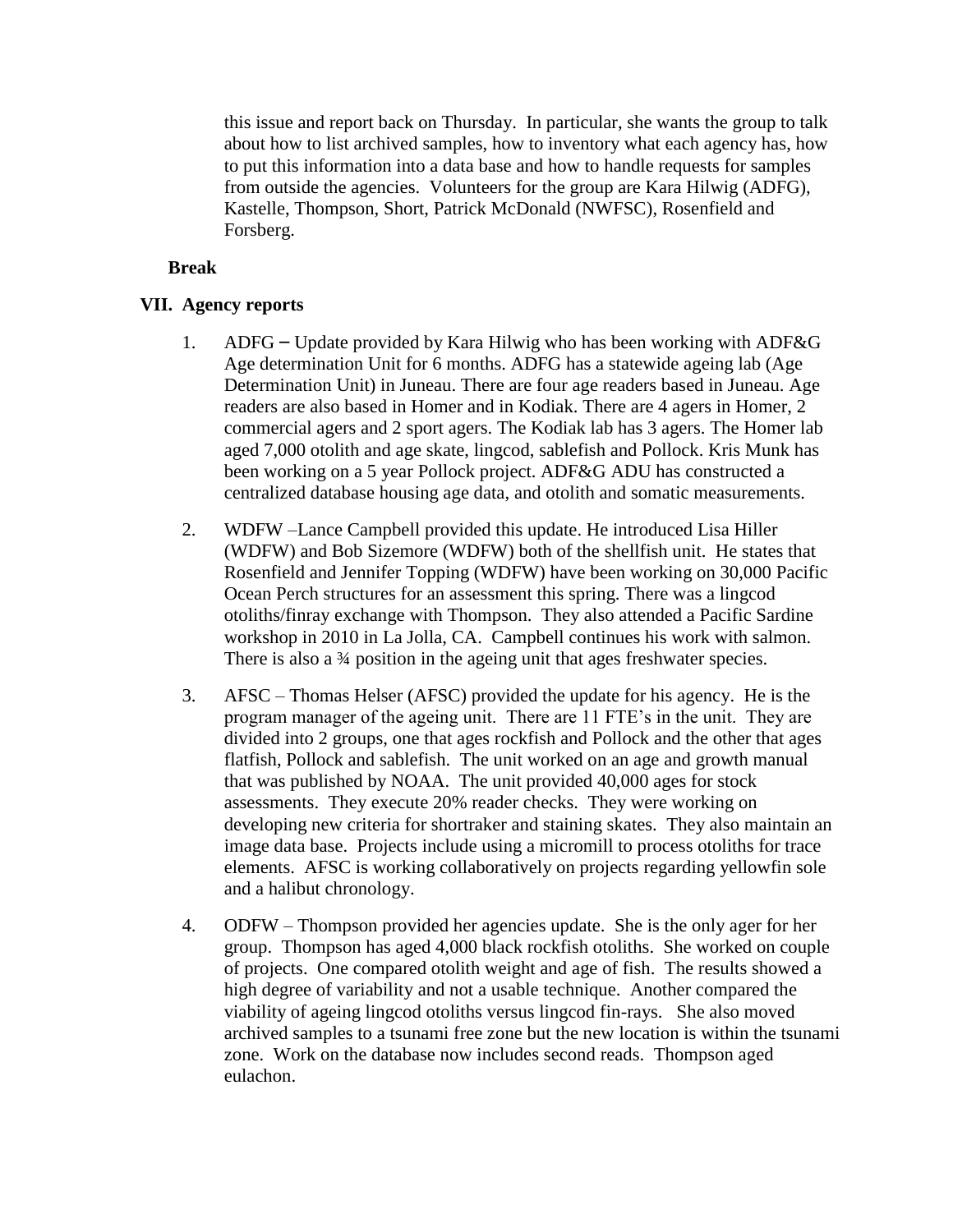this issue and report back on Thursday. In particular, she wants the group to talk about how to list archived samples, how to inventory what each agency has, how to put this information into a data base and how to handle requests for samples from outside the agencies. Volunteers for the group are Kara Hilwig (ADFG), Kastelle, Thompson, Short, Patrick McDonald (NWFSC), Rosenfield and Forsberg.

**Break**

## VII. Agency reports

1. ADFG – Update provided by Kara Hilwig who has been working with ADF&G Age determination Unit for 6 months. ADFG has a statewide ageing lab (Age Determination Unit) in Juneau. There are four age readers based in Juneau. Age readers are also based in Homer and in Kodiak. There are 4 agers in Homer, 2 commercial agers and 2 sport agers. The Kodiak lab has 3 agers. The Homer lab aged 7,000 otolith and age skate, lingcod, sablefish and Pollock. Kris Munk has been working on a 5 year Pollock project. ADF&G ADU has constructed a centralized database housing age data, and otolith and somatic measurements.

2. WDFW –Lance Campbell provided this update. He introduced Lisa Hiller (WDFW) and Bob Sizemore (WDFW) both of the shellfish unit. He states that Rosenfield and Jennifer Topping (WDFW) have been working on 30,000 Pacific Ocean Perch structures for an assessment this spring. There was a lingcod otoliths/finray exchange with Thompson. They also attended a Pacific Sardine workshop in 2010 in La Jolla, CA. Campbell continues his work with salmon. There is also a ¾ position in the ageing unit that ages freshwater species.

3. AFSC – Thomas Helser (AFSC) provided the update for his agency. He is the program manager of the ageing unit. There are 11 FTE's in the unit. They are divided into 2 groups, one that ages rockfish and Pollock and the other that ages flatfish, Pollock and sablefish. The unit worked on an age and growth manual that was published by NOAA. The unit provided 40,000 ages for stock assessments. They execute 20% reader checks. They were working on developing new criteria for shortraker and staining skates. They also maintain an image data base. Projects include using a micromill to process otoliths for trace elements. AFSC is working collaboratively on projects regarding yellowfin sole and a halibut chronology.

4. ODFW – Thompson provided her agencies update. She is the only ager for her group. Thompson has aged 4,000 black rockfish otoliths. She worked on couple of projects. One compared otolith weight and age of fish. The results showed a high degree of variability and not a usable technique. Another compared the viability of ageing lingcod otoliths versus lingcod fin-rays. She also moved archived samples to a tsunami free zone but the new location is within the tsunami zone. Work on the database now includes second reads. Thompson aged eulachon.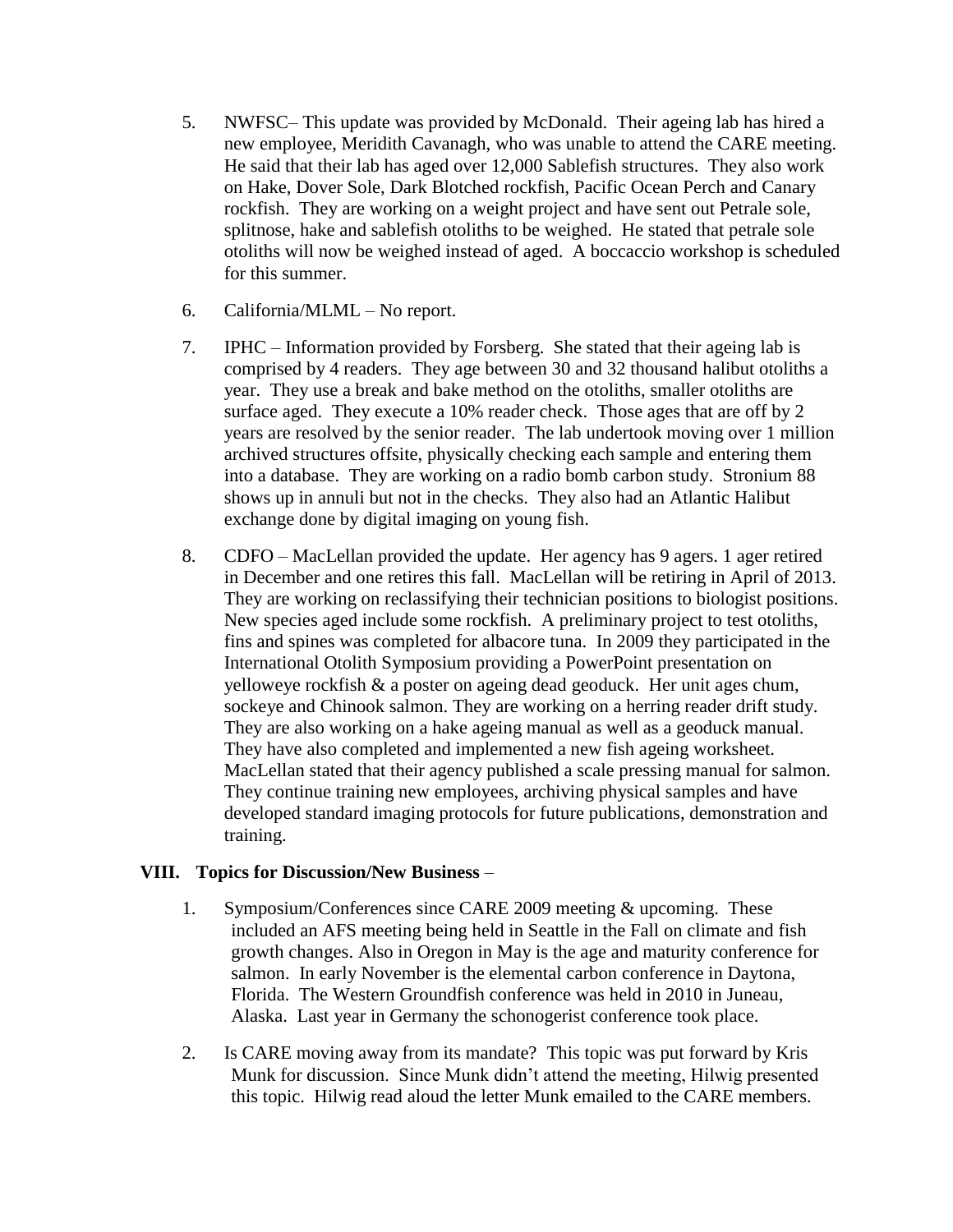5. NWFSC– This update was provided by McDonald. Their ageing lab has hired a new employee, Meridith Cavanagh, who was unable to attend the CARE meeting. He said that their lab has aged over 12,000 Sablefish structures. They also work on Hake, Dover Sole, Dark Blotched rockfish, Pacific Ocean Perch and Canary rockfish. They are working on a weight project and have sent out Petrale sole, splitnose, hake and sablefish otoliths to be weighed. He stated that petrale sole otoliths will now be weighed instead of aged. A boccaccio workshop is scheduled for this summer.

6. California/MLML – No report.

7. IPHC – Information provided by Forsberg. She stated that their ageing lab is comprised by 4 readers. They age between 30 and 32 thousand halibut otoliths a year. They use a break and bake method on the otoliths, smaller otoliths are surface aged. They execute a 10% reader check. Those ages that are off by 2 years are resolved by the senior reader. The lab undertook moving over 1 million archived structures offsite, physically checking each sample and entering them into a database. They are working on a radio bomb carbon study. Stronium 88 shows up in annuli but not in the checks. They also had an Atlantic Halibut exchange done by digital imaging on young fish.

8. CDFO – MacLellan provided the update. Her agency has 9 agers. 1 ager retired in December and one retires this fall. MacLellan will be retiring in April of 2013. They are working on reclassifying their technician positions to biologist positions. New species aged include some rockfish. A preliminary project to test otoliths, fins and spines was completed for albacore tuna. In 2009 they participated in the International Otolith Symposium providing a PowerPoint presentation on yelloweye rockfish & a poster on ageing dead geoduck. Her unit ages chum, sockeye and Chinook salmon. They are working on a herring reader drift study. They are also working on a hake ageing manual as well as a geoduck manual. They have also completed and implemented a new fish ageing worksheet. MacLellan stated that their agency published a scale pressing manual for salmon. They continue training new employees, archiving physical samples and have developed standard imaging protocols for future publications, demonstration and training.

## VIII. Topics for Discussion/New Business –

1. Symposium/Conferences since CARE 2009 meeting & upcoming. These included an AFS meeting being held in Seattle in the Fall on climate and fish growth changes. Also in Oregon in May is the age and maturity conference for salmon. In early November is the elemental carbon conference in Daytona, Florida. The Western Groundfish conference was held in 2010 in Juneau, Alaska. Last year in Germany the schonogerist conference took place.

2. Is CARE moving away from its mandate? This topic was put forward by Kris Munk for discussion. Since Munk didn't attend the meeting, Hilwig presented this topic. Hilwig read aloud the letter Munk emailed to the CARE members.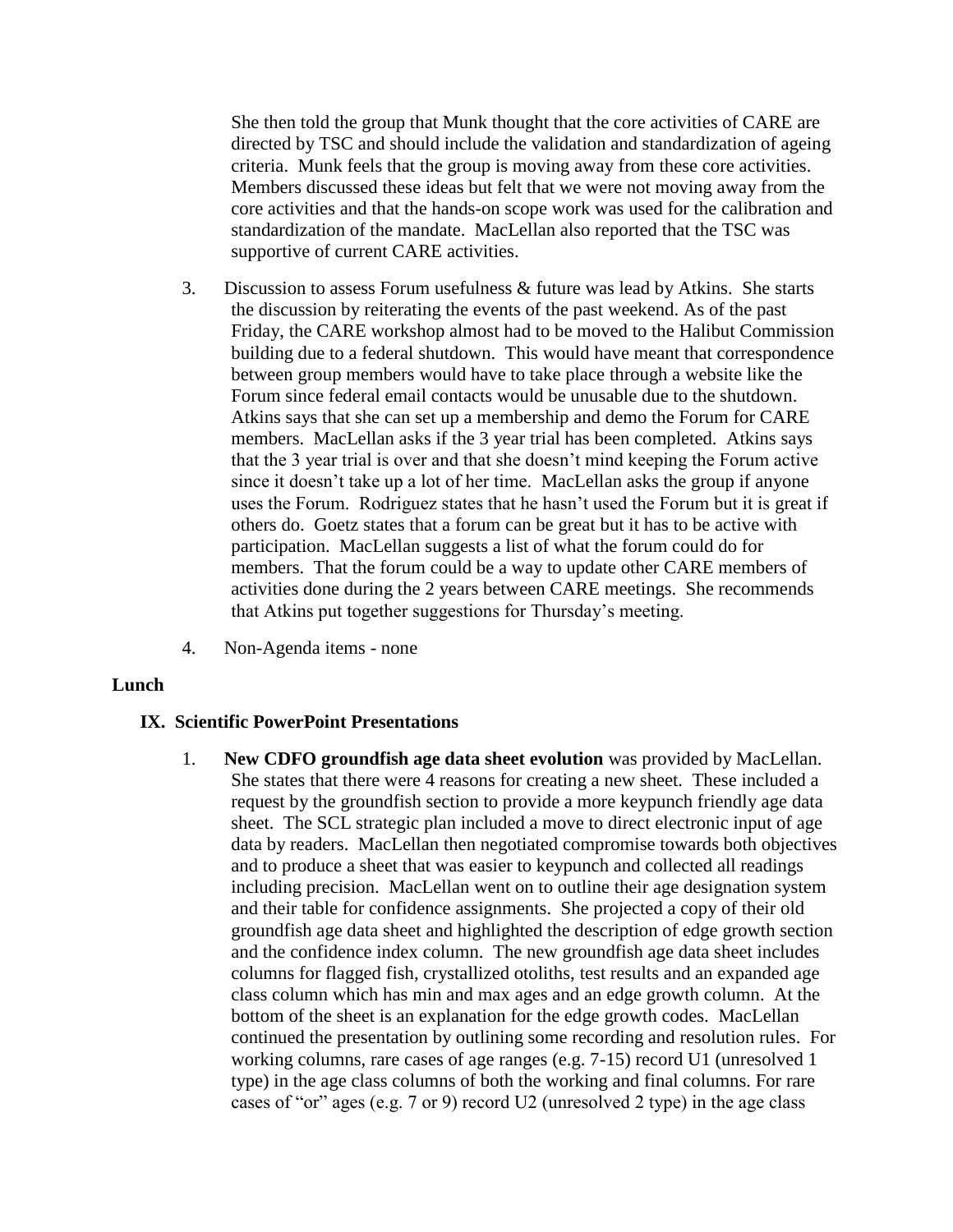She then told the group that Munk thought that the core activities of CARE are directed by TSC and should include the validation and standardization of ageing criteria. Munk feels that the group is moving away from these core activities. Members discussed these ideas but felt that we were not moving away from the core activities and that the hands-on scope work was used for the calibration and standardization of the mandate. MacLellan also reported that the TSC was supportive of current CARE activities.

3. Discussion to assess Forum usefulness & future was lead by Atkins. She starts the discussion by reiterating the events of the past weekend. As of the past Friday, the CARE workshop almost had to be moved to the Halibut Commission building due to a federal shutdown. This would have meant that correspondence between group members would have to take place through a website like the Forum since federal email contacts would be unusable due to the shutdown. Atkins says that she can set up a membership and demo the Forum for CARE members. MacLellan asks if the 3 year trial has been completed. Atkins says that the 3 year trial is over and that she doesn't mind keeping the Forum active since it doesn't take up a lot of her time. MacLellan asks the group if anyone uses the Forum. Rodriguez states that he hasn't used the Forum but it is great if others do. Goetz states that a forum can be great but it has to be active with participation. MacLellan suggests a list of what the forum could do for members. That the forum could be a way to update other CARE members of activities done during the 2 years between CARE meetings. She recommends that Atkins put together suggestions for Thursday's meeting.

4. Non-Agenda items - none

**Lunch**

## IX. Scientific PowerPoint Presentations

1. **New CDFO groundfish age data sheet evolution** was provided by MacLellan. She states that there were 4 reasons for creating a new sheet. These included a request by the groundfish section to provide a more keypunch friendly age data sheet. The SCL strategic plan included a move to direct electronic input of age data by readers. MacLellan then negotiated compromise towards both objectives and to produce a sheet that was easier to keypunch and collected all readings including precision. MacLellan went on to outline their age designation system and their table for confidence assignments. She projected a copy of their old groundfish age data sheet and highlighted the description of edge growth section and the confidence index column. The new groundfish age data sheet includes columns for flagged fish, crystallized otoliths, test results and an expanded age class column which has min and max ages and an edge growth column. At the bottom of the sheet is an explanation for the edge growth codes. MacLellan continued the presentation by outlining some recording and resolution rules. For working columns, rare cases of age ranges (e.g. 7-15) record U1 (unresolved 1 type) in the age class columns of both the working and final columns. For rare cases of "or" ages (e.g. 7 or 9) record U2 (unresolved 2 type) in the age class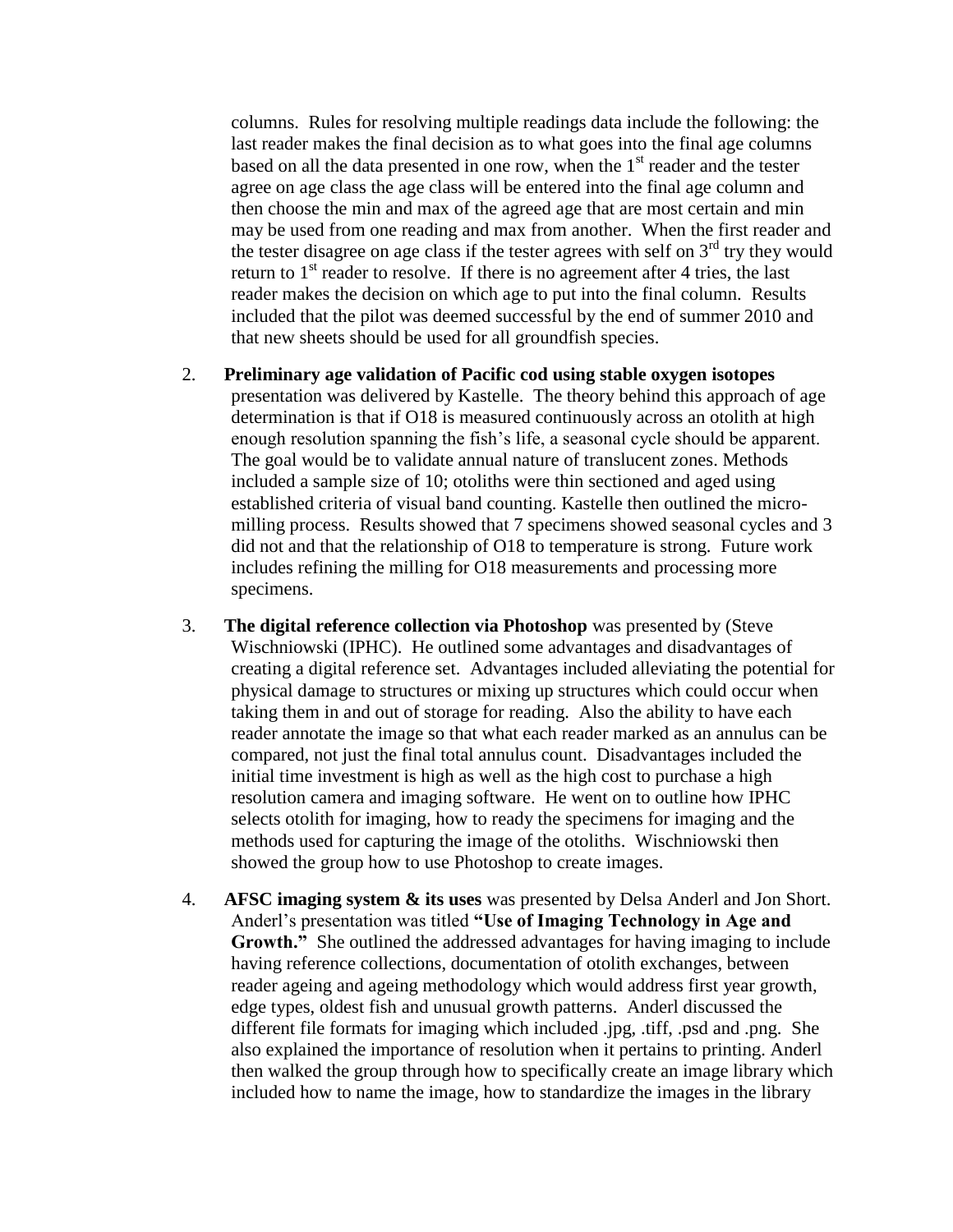columns. Rules for resolving multiple readings data include the following: the last reader makes the final decision as to what goes into the final age columns based on all the data presented in one row, when the 1st reader and the tester agree on age class the age class will be entered into the final age column and then choose the min and max of the agreed age that are most certain and min may be used from one reading and max from another. When the first reader and the tester disagree on age class if the tester agrees with self on 3rd try they would return to 1st reader to resolve. If there is no agreement after 4 tries, the last reader makes the decision on which age to put into the final column. Results included that the pilot was deemed successful by the end of summer 2010 and that new sheets should be used for all groundfish species.

2. **Preliminary age validation of Pacific cod using stable oxygen isotopes** presentation was delivered by Kastelle. The theory behind this approach of age determination is that if O18 is measured continuously across an otolith at high enough resolution spanning the fish's life, a seasonal cycle should be apparent. The goal would be to validate annual nature of translucent zones. Methods included a sample size of 10; otoliths were thin sectioned and aged using established criteria of visual band counting. Kastelle then outlined the micro-milling process. Results showed that 7 specimens showed seasonal cycles and 3 did not and that the relationship of O18 to temperature is strong. Future work includes refining the milling for O18 measurements and processing more specimens.

3. **The digital reference collection via Photoshop** was presented by (Steve Wischniowski (IPHC). He outlined some advantages and disadvantages of creating a digital reference set. Advantages included alleviating the potential for physical damage to structures or mixing up structures which could occur when taking them in and out of storage for reading. Also the ability to have each reader annotate the image so that what each reader marked as an annulus can be compared, not just the final total annulus count. Disadvantages included the initial time investment is high as well as the high cost to purchase a high resolution camera and imaging software. He went on to outline how IPHC selects otolith for imaging, how to ready the specimens for imaging and the methods used for capturing the image of the otoliths. Wischniowski then showed the group how to use Photoshop to create images.

4. **AFSC imaging system & its uses** was presented by Delsa Anderl and Jon Short. Anderl's presentation was titled **"Use of Imaging Technology in Age and Growth."** She outlined the addressed advantages for having imaging to include having reference collections, documentation of otolith exchanges, between reader ageing and ageing methodology which would address first year growth, edge types, oldest fish and unusual growth patterns. Anderl discussed the different file formats for imaging which included .jpg, .tiff, .psd and .png. She also explained the importance of resolution when it pertains to printing. Anderl then walked the group through how to specifically create an image library which included how to name the image, how to standardize the images in the library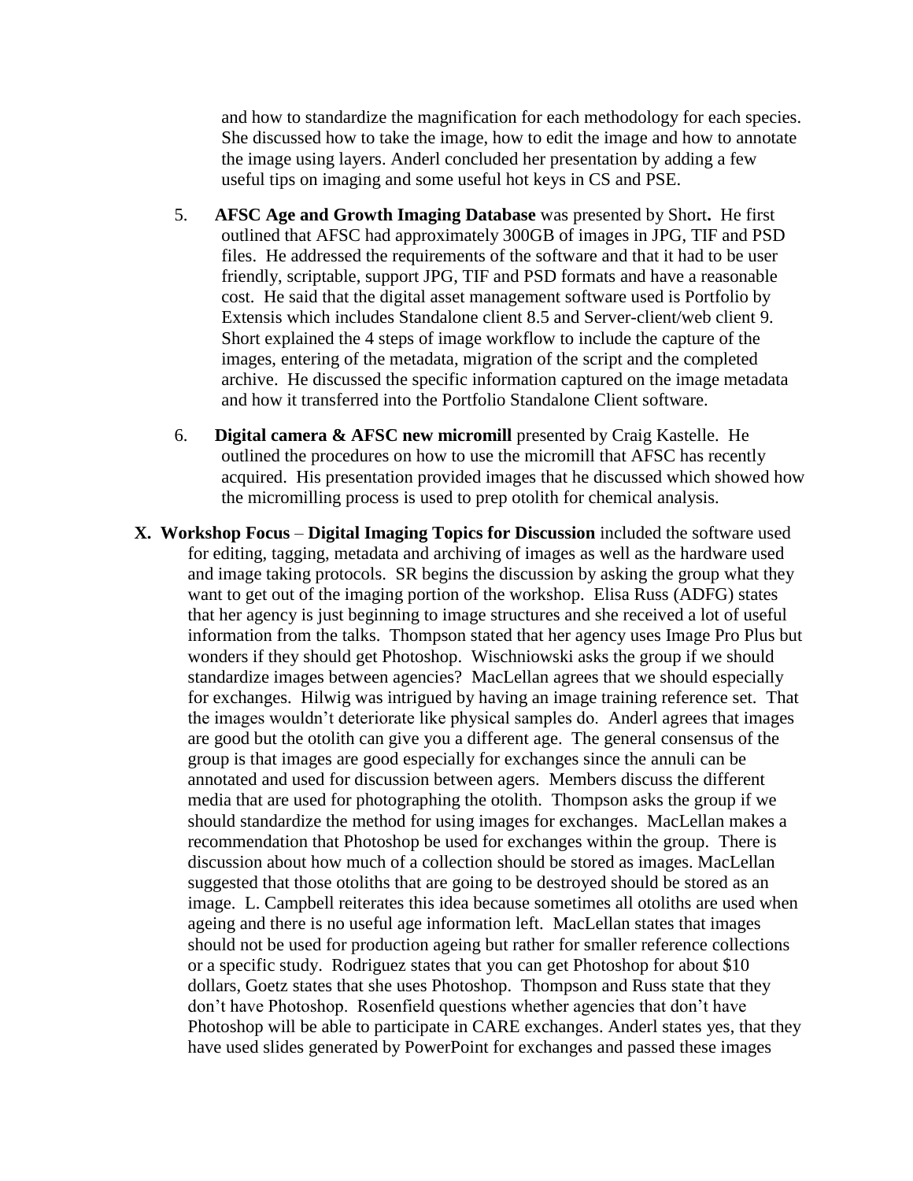and how to standardize the magnification for each methodology for each species. She discussed how to take the image, how to edit the image and how to annotate the image using layers. Anderl concluded her presentation by adding a few useful tips on imaging and some useful hot keys in CS and PSE.

5. **AFSC Age and Growth Imaging Database** was presented by Short**.** He first outlined that AFSC had approximately 300GB of images in JPG, TIF and PSD files. He addressed the requirements of the software and that it had to be user friendly, scriptable, support JPG, TIF and PSD formats and have a reasonable cost. He said that the digital asset management software used is Portfolio by Extensis which includes Standalone client 8.5 and Server-client/web client 9. Short explained the 4 steps of image workflow to include the capture of the images, entering of the metadata, migration of the script and the completed archive. He discussed the specific information captured on the image metadata and how it transferred into the Portfolio Standalone Client software.

6. **Digital camera & AFSC new micromill** presented by Craig Kastelle. He outlined the procedures on how to use the micromill that AFSC has recently acquired. His presentation provided images that he discussed which showed how the micromilling process is used to prep otolith for chemical analysis.

**X. Workshop Focus** – **Digital Imaging Topics for Discussion** included the software used for editing, tagging, metadata and archiving of images as well as the hardware used and image taking protocols. SR begins the discussion by asking the group what they want to get out of the imaging portion of the workshop. Elisa Russ (ADFG) states that her agency is just beginning to image structures and she received a lot of useful information from the talks. Thompson stated that her agency uses Image Pro Plus but wonders if they should get Photoshop. Wischniowski asks the group if we should standardize images between agencies? MacLellan agrees that we should especially for exchanges. Hilwig was intrigued by having an image training reference set. That the images wouldn't deteriorate like physical samples do. Anderl agrees that images are good but the otolith can give you a different age. The general consensus of the group is that images are good especially for exchanges since the annuli can be annotated and used for discussion between agers. Members discuss the different media that are used for photographing the otolith. Thompson asks the group if we should standardize the method for using images for exchanges. MacLellan makes a recommendation that Photoshop be used for exchanges within the group. There is discussion about how much of a collection should be stored as images. MacLellan suggested that those otoliths that are going to be destroyed should be stored as an image. L. Campbell reiterates this idea because sometimes all otoliths are used when ageing and there is no useful age information left. MacLellan states that images should not be used for production ageing but rather for smaller reference collections or a specific study. Rodriguez states that you can get Photoshop for about $10 dollars, Goetz states that she uses Photoshop. Thompson and Russ state that they don't have Photoshop. Rosenfield questions whether agencies that don't have Photoshop will be able to participate in CARE exchanges. Anderl states yes, that they have used slides generated by PowerPoint for exchanges and passed these images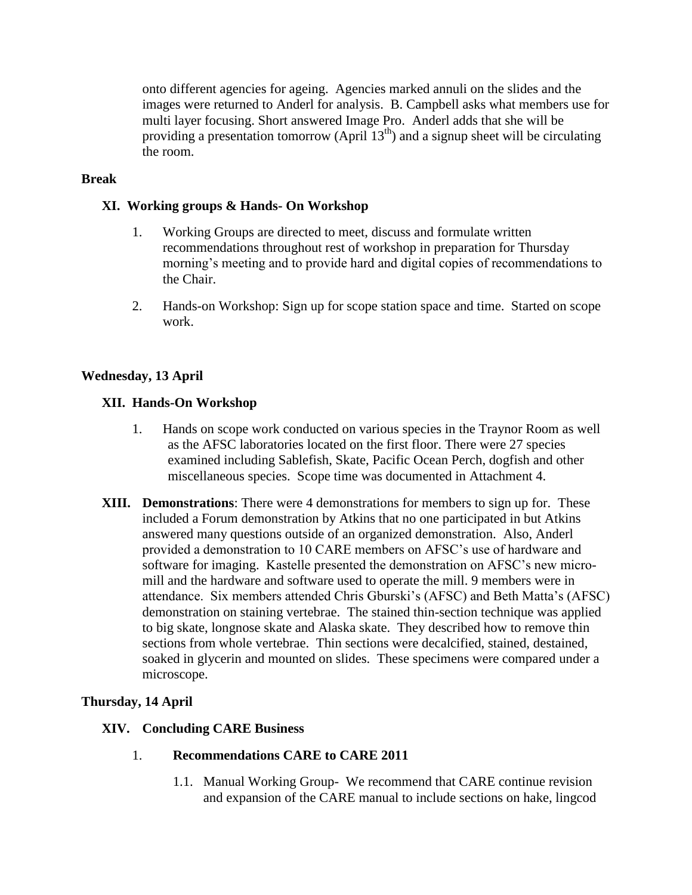onto different agencies for ageing. Agencies marked annuli on the slides and the images were returned to Anderl for analysis. B. Campbell asks what members use for multi layer focusing. Short answered Image Pro. Anderl adds that she will be providing a presentation tomorrow (April 13th) and a signup sheet will be circulating the room.

**Break**

### XI. Working groups & Hands- On Workshop

1. Working Groups are directed to meet, discuss and formulate written recommendations throughout rest of workshop in preparation for Thursday morning's meeting and to provide hard and digital copies of recommendations to the Chair.

2. Hands-on Workshop: Sign up for scope station space and time. Started on scope work.

## Wednesday, 13 April

### XII. Hands-On Workshop

1. Hands on scope work conducted on various species in the Traynor Room as well as the AFSC laboratories located on the first floor. There were 27 species examined including Sablefish, Skate, Pacific Ocean Perch, dogfish and other miscellaneous species. Scope time was documented in Attachment 4.

**XIII. Demonstrations**: There were 4 demonstrations for members to sign up for. These included a Forum demonstration by Atkins that no one participated in but Atkins answered many questions outside of an organized demonstration. Also, Anderl provided a demonstration to 10 CARE members on AFSC's use of hardware and software for imaging. Kastelle presented the demonstration on AFSC's new micro-mill and the hardware and software used to operate the mill. 9 members were in attendance. Six members attended Chris Gburski's (AFSC) and Beth Matta's (AFSC) demonstration on staining vertebrae. The stained thin-section technique was applied to big skate, longnose skate and Alaska skate. They described how to remove thin sections from whole vertebrae. Thin sections were decalcified, stained, destained, soaked in glycerin and mounted on slides. These specimens were compared under a microscope.

## Thursday, 14 April

### XIV. Concluding CARE Business

1. **Recommendations CARE to CARE 2011**

   1.1. Manual Working Group- We recommend that CARE continue revision and expansion of the CARE manual to include sections on hake, lingcod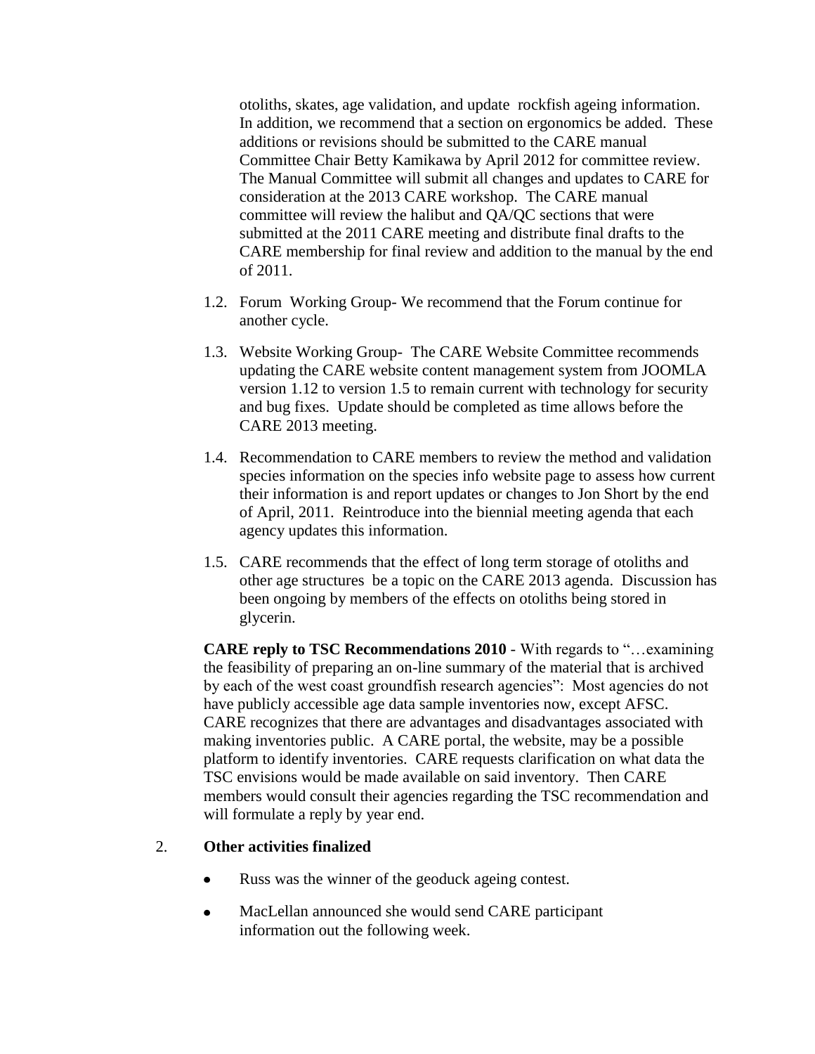otoliths, skates, age validation, and update rockfish ageing information. In addition, we recommend that a section on ergonomics be added. These additions or revisions should be submitted to the CARE manual Committee Chair Betty Kamikawa by April 2012 for committee review. The Manual Committee will submit all changes and updates to CARE for consideration at the 2013 CARE workshop. The CARE manual committee will review the halibut and QA/QC sections that were submitted at the 2011 CARE meeting and distribute final drafts to the CARE membership for final review and addition to the manual by the end of 2011.

1.2. Forum Working Group- We recommend that the Forum continue for another cycle.

1.3. Website Working Group- The CARE Website Committee recommends updating the CARE website content management system from JOOMLA version 1.12 to version 1.5 to remain current with technology for security and bug fixes. Update should be completed as time allows before the CARE 2013 meeting.

1.4. Recommendation to CARE members to review the method and validation species information on the species info website page to assess how current their information is and report updates or changes to Jon Short by the end of April, 2011. Reintroduce into the biennial meeting agenda that each agency updates this information.

1.5. CARE recommends that the effect of long term storage of otoliths and other age structures be a topic on the CARE 2013 agenda. Discussion has been ongoing by members of the effects on otoliths being stored in glycerin.

**CARE reply to TSC Recommendations 2010** - With regards to "…examining the feasibility of preparing an on-line summary of the material that is archived by each of the west coast groundfish research agencies": Most agencies do not have publicly accessible age data sample inventories now, except AFSC. CARE recognizes that there are advantages and disadvantages associated with making inventories public. A CARE portal, the website, may be a possible platform to identify inventories. CARE requests clarification on what data the TSC envisions would be made available on said inventory. Then CARE members would consult their agencies regarding the TSC recommendation and will formulate a reply by year end.

2. **Other activities finalized**

- Russ was the winner of the geoduck ageing contest.
- MacLellan announced she would send CARE participant information out the following week.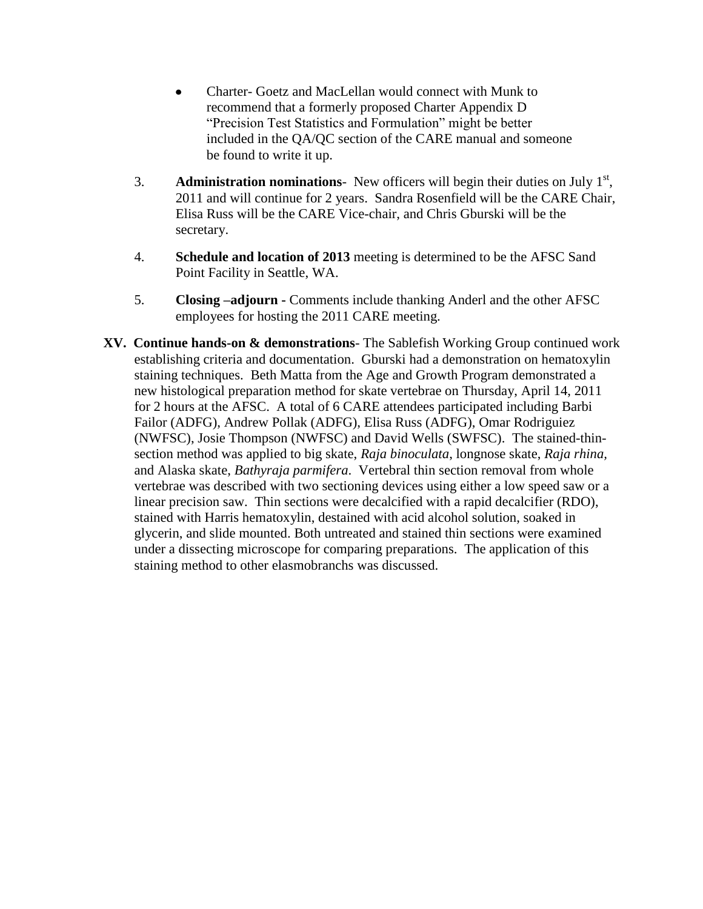- Charter- Goetz and MacLellan would connect with Munk to recommend that a formerly proposed Charter Appendix D "Precision Test Statistics and Formulation" might be better included in the QA/QC section of the CARE manual and someone be found to write it up.

3. **Administration nominations**- New officers will begin their duties on July 1st, 2011 and will continue for 2 years. Sandra Rosenfield will be the CARE Chair, Elisa Russ will be the CARE Vice-chair, and Chris Gburski will be the secretary.

4. **Schedule and location of 2013** meeting is determined to be the AFSC Sand Point Facility in Seattle, WA.

5. **Closing –adjourn -** Comments include thanking Anderl and the other AFSC employees for hosting the 2011 CARE meeting.

**XV. Continue hands-on & demonstrations**- The Sablefish Working Group continued work establishing criteria and documentation. Gburski had a demonstration on hematoxylin staining techniques. Beth Matta from the Age and Growth Program demonstrated a new histological preparation method for skate vertebrae on Thursday, April 14, 2011 for 2 hours at the AFSC. A total of 6 CARE attendees participated including Barbi Failor (ADFG), Andrew Pollak (ADFG), Elisa Russ (ADFG), Omar Rodriguiez (NWFSC), Josie Thompson (NWFSC) and David Wells (SWFSC). The stained-thin-section method was applied to big skate, *Raja binoculata*, longnose skate, *Raja rhina*, and Alaska skate, *Bathyraja parmifera*. Vertebral thin section removal from whole vertebrae was described with two sectioning devices using either a low speed saw or a linear precision saw. Thin sections were decalcified with a rapid decalcifier (RDO), stained with Harris hematoxylin, destained with acid alcohol solution, soaked in glycerin, and slide mounted. Both untreated and stained thin sections were examined under a dissecting microscope for comparing preparations. The application of this staining method to other elasmobranchs was discussed.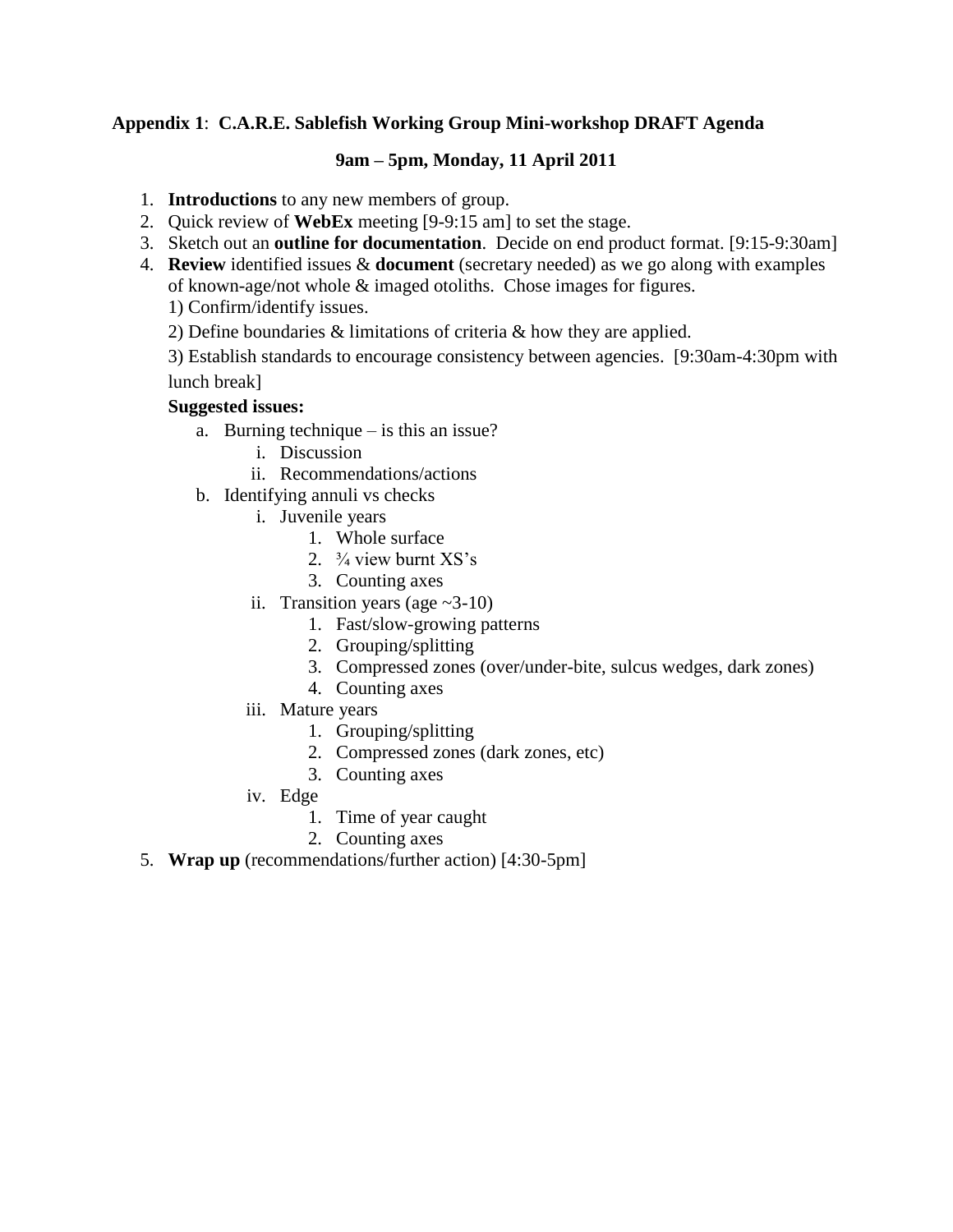**Appendix 1**: **C.A.R.E. Sablefish Working Group Mini-workshop DRAFT Agenda**

**9am – 5pm, Monday, 11 April 2011**

1. **Introductions** to any new members of group.
2. Quick review of **WebEx** meeting [9-9:15 am] to set the stage.
3. Sketch out an **outline for documentation**. Decide on end product format. [9:15-9:30am]
4. **Review** identified issues & **document** (secretary needed) as we go along with examples of known-age/not whole & imaged otoliths. Chose images for figures.

   1) Confirm/identify issues.

   2) Define boundaries & limitations of criteria & how they are applied.

   3) Establish standards to encourage consistency between agencies. [9:30am-4:30pm with lunch break]

   **Suggested issues:**

   a. Burning technique – is this an issue?
      i. Discussion
      ii. Recommendations/actions
   b. Identifying annuli vs checks
      i. Juvenile years
         1. Whole surface
         2. ¾ view burnt XS's
         3. Counting axes
      ii. Transition years (age ~3-10)
         1. Fast/slow-growing patterns
         2. Grouping/splitting
         3. Compressed zones (over/under-bite, sulcus wedges, dark zones)
         4. Counting axes
      iii. Mature years
         1. Grouping/splitting
         2. Compressed zones (dark zones, etc)
         3. Counting axes
      iv. Edge
         1. Time of year caught
         2. Counting axes
5. **Wrap up** (recommendations/further action) [4:30-5pm]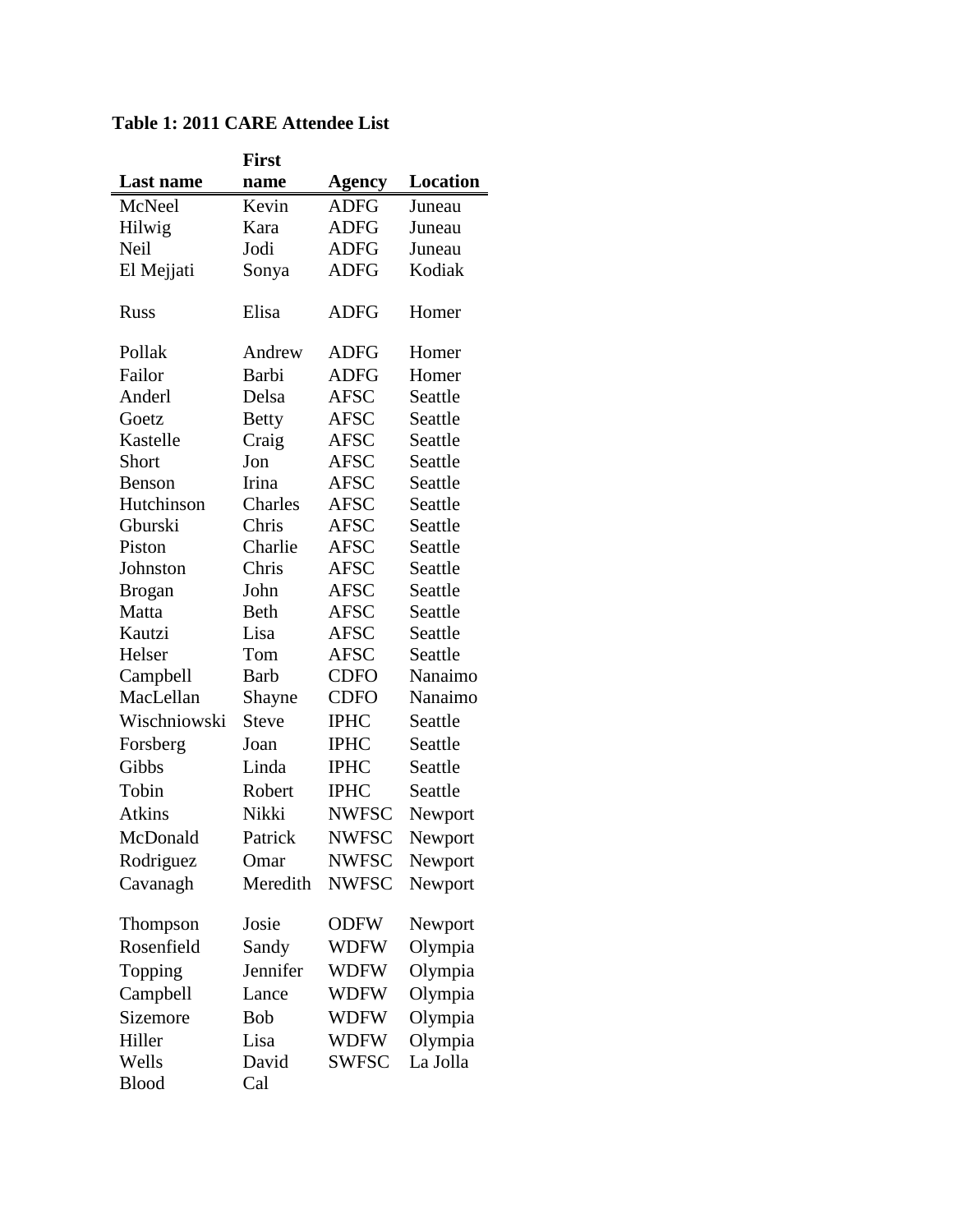**Table 1: 2011 CARE Attendee List**

| Last name | First name | Agency | Location |
|---|---|---|---|
| McNeel | Kevin | ADFG | Juneau |
| Hilwig | Kara | ADFG | Juneau |
| Neil | Jodi | ADFG | Juneau |
| El Mejjati | Sonya | ADFG | Kodiak |
| Russ | Elisa | ADFG | Homer |
| Pollak | Andrew | ADFG | Homer |
| Failor | Barbi | ADFG | Homer |
| Anderl | Delsa | AFSC | Seattle |
| Goetz | Betty | AFSC | Seattle |
| Kastelle | Craig | AFSC | Seattle |
| Short | Jon | AFSC | Seattle |
| Benson | Irina | AFSC | Seattle |
| Hutchinson | Charles | AFSC | Seattle |
| Gburski | Chris | AFSC | Seattle |
| Piston | Charlie | AFSC | Seattle |
| Johnston | Chris | AFSC | Seattle |
| Brogan | John | AFSC | Seattle |
| Matta | Beth | AFSC | Seattle |
| Kautzi | Lisa | AFSC | Seattle |
| Helser | Tom | AFSC | Seattle |
| Campbell | Barb | CDFO | Nanaimo |
| MacLellan | Shayne | CDFO | Nanaimo |
| Wischniowski | Steve | IPHC | Seattle |
| Forsberg | Joan | IPHC | Seattle |
| Gibbs | Linda | IPHC | Seattle |
| Tobin | Robert | IPHC | Seattle |
| Atkins | Nikki | NWFSC | Newport |
| McDonald | Patrick | NWFSC | Newport |
| Rodriguez | Omar | NWFSC | Newport |
| Cavanagh | Meredith | NWFSC | Newport |
| Thompson | Josie | ODFW | Newport |
| Rosenfield | Sandy | WDFW | Olympia |
| Topping | Jennifer | WDFW | Olympia |
| Campbell | Lance | WDFW | Olympia |
| Sizemore | Bob | WDFW | Olympia |
| Hiller | Lisa | WDFW | Olympia |
| Wells | David | SWFSC | La Jolla |
| Blood | Cal | | |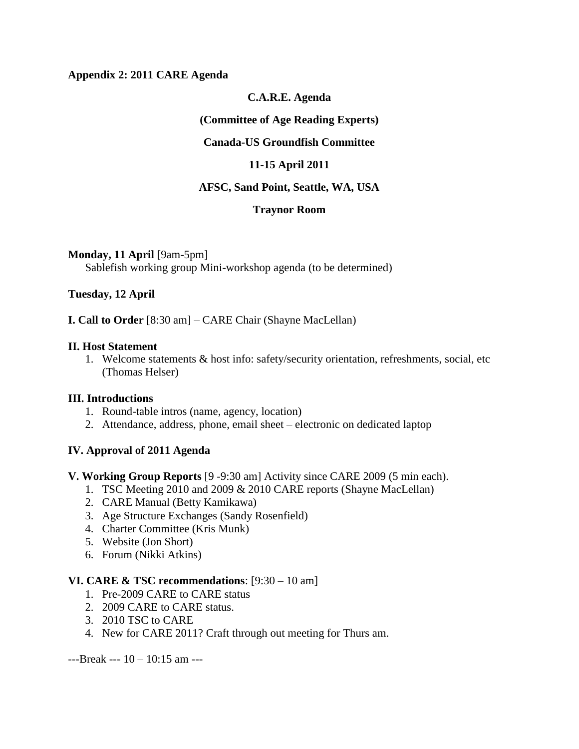**Appendix 2: 2011 CARE Agenda**

**C.A.R.E. Agenda**

**(Committee of Age Reading Experts)**

**Canada-US Groundfish Committee**

**11-15 April 2011**

**AFSC, Sand Point, Seattle, WA, USA**

**Traynor Room**

**Monday, 11 April** [9am-5pm]

Sablefish working group Mini-workshop agenda (to be determined)

**Tuesday, 12 April**

**I. Call to Order** [8:30 am] – CARE Chair (Shayne MacLellan)

**II. Host Statement**

1. Welcome statements & host info: safety/security orientation, refreshments, social, etc (Thomas Helser)

**III. Introductions**

1. Round-table intros (name, agency, location)
2. Attendance, address, phone, email sheet – electronic on dedicated laptop

**IV. Approval of 2011 Agenda**

**V. Working Group Reports** [9 -9:30 am] Activity since CARE 2009 (5 min each).

1. TSC Meeting 2010 and 2009 & 2010 CARE reports (Shayne MacLellan)
2. CARE Manual (Betty Kamikawa)
3. Age Structure Exchanges (Sandy Rosenfield)
4. Charter Committee (Kris Munk)
5. Website (Jon Short)
6. Forum (Nikki Atkins)

**VI. CARE & TSC recommendations**: [9:30 – 10 am]

1. Pre-2009 CARE to CARE status
2. 2009 CARE to CARE status.
3. 2010 TSC to CARE
4. New for CARE 2011? Craft through out meeting for Thurs am.

---Break --- 10 – 10:15 am ---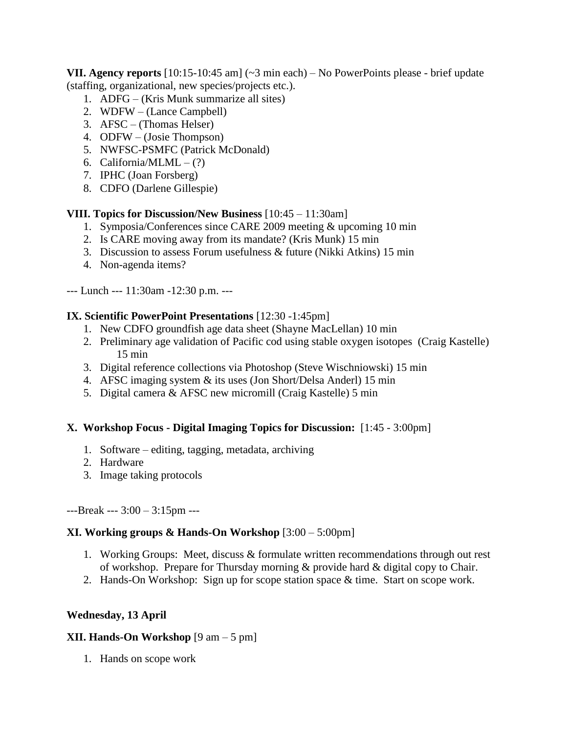**VII. Agency reports** [10:15-10:45 am] (~3 min each) – No PowerPoints please - brief update (staffing, organizational, new species/projects etc.).

1. ADFG – (Kris Munk summarize all sites)
2. WDFW – (Lance Campbell)
3. AFSC – (Thomas Helser)
4. ODFW – (Josie Thompson)
5. NWFSC-PSMFC (Patrick McDonald)
6. California/MLML – (?)
7. IPHC (Joan Forsberg)
8. CDFO (Darlene Gillespie)

**VIII. Topics for Discussion/New Business** [10:45 – 11:30am]

1. Symposia/Conferences since CARE 2009 meeting & upcoming 10 min
2. Is CARE moving away from its mandate? (Kris Munk) 15 min
3. Discussion to assess Forum usefulness & future (Nikki Atkins) 15 min
4. Non-agenda items?

--- Lunch --- 11:30am -12:30 p.m. ---

**IX. Scientific PowerPoint Presentations** [12:30 -1:45pm]

1. New CDFO groundfish age data sheet (Shayne MacLellan) 10 min
2. Preliminary age validation of Pacific cod using stable oxygen isotopes (Craig Kastelle) 15 min
3. Digital reference collections via Photoshop (Steve Wischniowski) 15 min
4. AFSC imaging system & its uses (Jon Short/Delsa Anderl) 15 min
5. Digital camera & AFSC new micromill (Craig Kastelle) 5 min

**X. Workshop Focus - Digital Imaging Topics for Discussion:** [1:45 - 3:00pm]

1. Software – editing, tagging, metadata, archiving
2. Hardware
3. Image taking protocols

---Break --- 3:00 – 3:15pm ---

**XI. Working groups & Hands-On Workshop** [3:00 – 5:00pm]

1. Working Groups: Meet, discuss & formulate written recommendations through out rest of workshop. Prepare for Thursday morning & provide hard & digital copy to Chair.
2. Hands-On Workshop: Sign up for scope station space & time. Start on scope work.

**Wednesday, 13 April**

**XII. Hands-On Workshop** [9 am – 5 pm]

1. Hands on scope work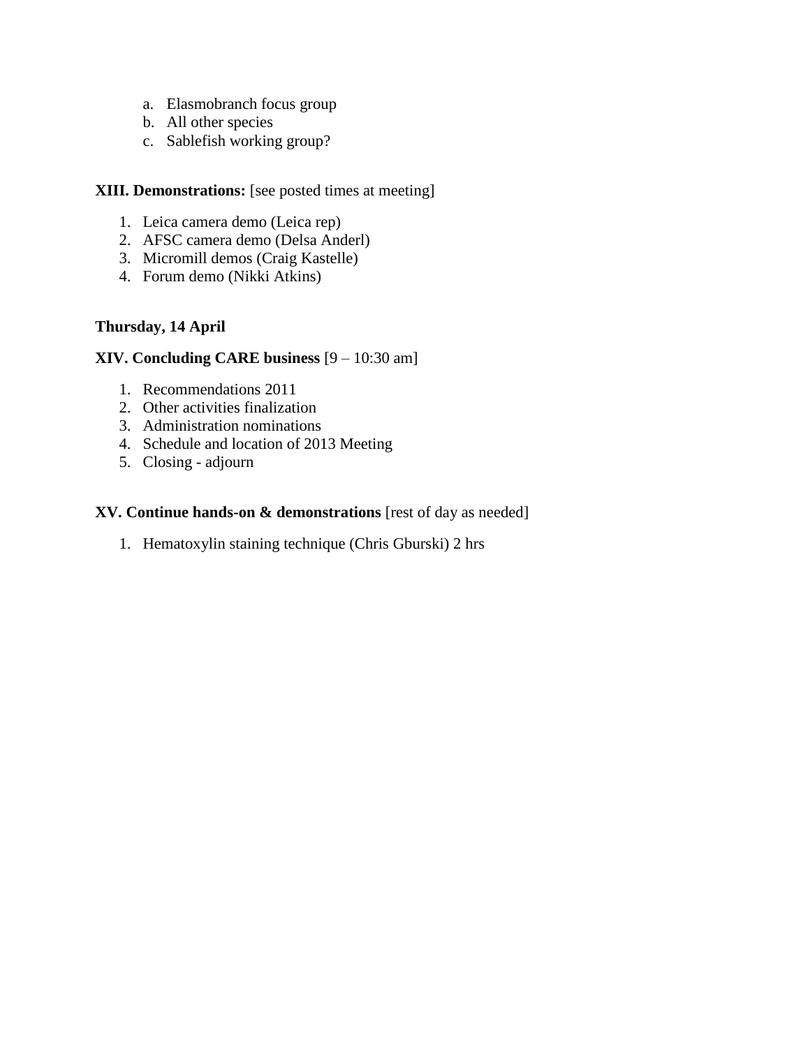a. Elasmobranch focus group
   b. All other species
   c. Sablefish working group?

**XIII. Demonstrations:** [see posted times at meeting]

1. Leica camera demo (Leica rep)
2. AFSC camera demo (Delsa Anderl)
3. Micromill demos (Craig Kastelle)
4. Forum demo (Nikki Atkins)

**Thursday, 14 April**

**XIV. Concluding CARE business** [9 – 10:30 am]

1. Recommendations 2011
2. Other activities finalization
3. Administration nominations
4. Schedule and location of 2013 Meeting
5. Closing - adjourn

**XV. Continue hands-on & demonstrations** [rest of day as needed]

1. Hematoxylin staining technique (Chris Gburski) 2 hrs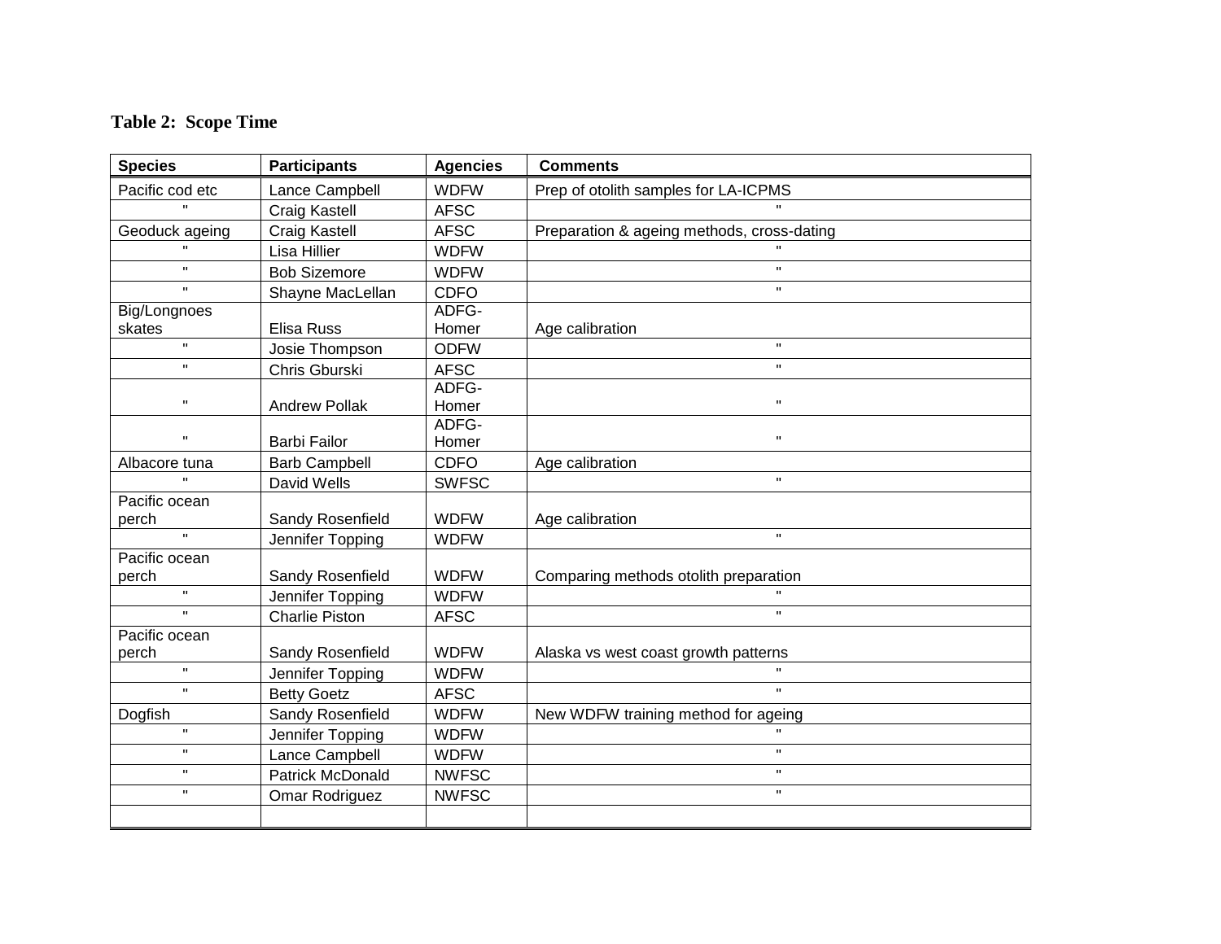**Table 2: Scope Time**

| Species | Participants | Agencies | Comments |
|---|---|---|---|
| Pacific cod etc | Lance Campbell | WDFW | Prep of otolith samples for LA-ICPMS |
| " | Craig Kastell | AFSC | " |
| Geoduck ageing | Craig Kastell | AFSC | Preparation & ageing methods, cross-dating |
| " | Lisa Hillier | WDFW | " |
| " | Bob Sizemore | WDFW | " |
| " | Shayne MacLellan | CDFO | " |
| Big/Longnoes skates | Elisa Russ | ADFG-Homer | Age calibration |
| " | Josie Thompson | ODFW | " |
| " | Chris Gburski | AFSC | " |
| " | Andrew Pollak | ADFG-Homer | " |
| " | Barbi Failor | ADFG-Homer | " |
| Albacore tuna | Barb Campbell | CDFO | Age calibration |
| " | David Wells | SWFSC | " |
| Pacific ocean perch | Sandy Rosenfield | WDFW | Age calibration |
| " | Jennifer Topping | WDFW | " |
| Pacific ocean perch | Sandy Rosenfield | WDFW | Comparing methods otolith preparation |
| " | Jennifer Topping | WDFW | " |
| " | Charlie Piston | AFSC | " |
| Pacific ocean perch | Sandy Rosenfield | WDFW | Alaska vs west coast growth patterns |
| " | Jennifer Topping | WDFW | " |
| " | Betty Goetz | AFSC | " |
| Dogfish | Sandy Rosenfield | WDFW | New WDFW training method for ageing |
| " | Jennifer Topping | WDFW | " |
| " | Lance Campbell | WDFW | " |
| " | Patrick McDonald | NWFSC | " |
| " | Omar Rodriguez | NWFSC | " |
| | | | |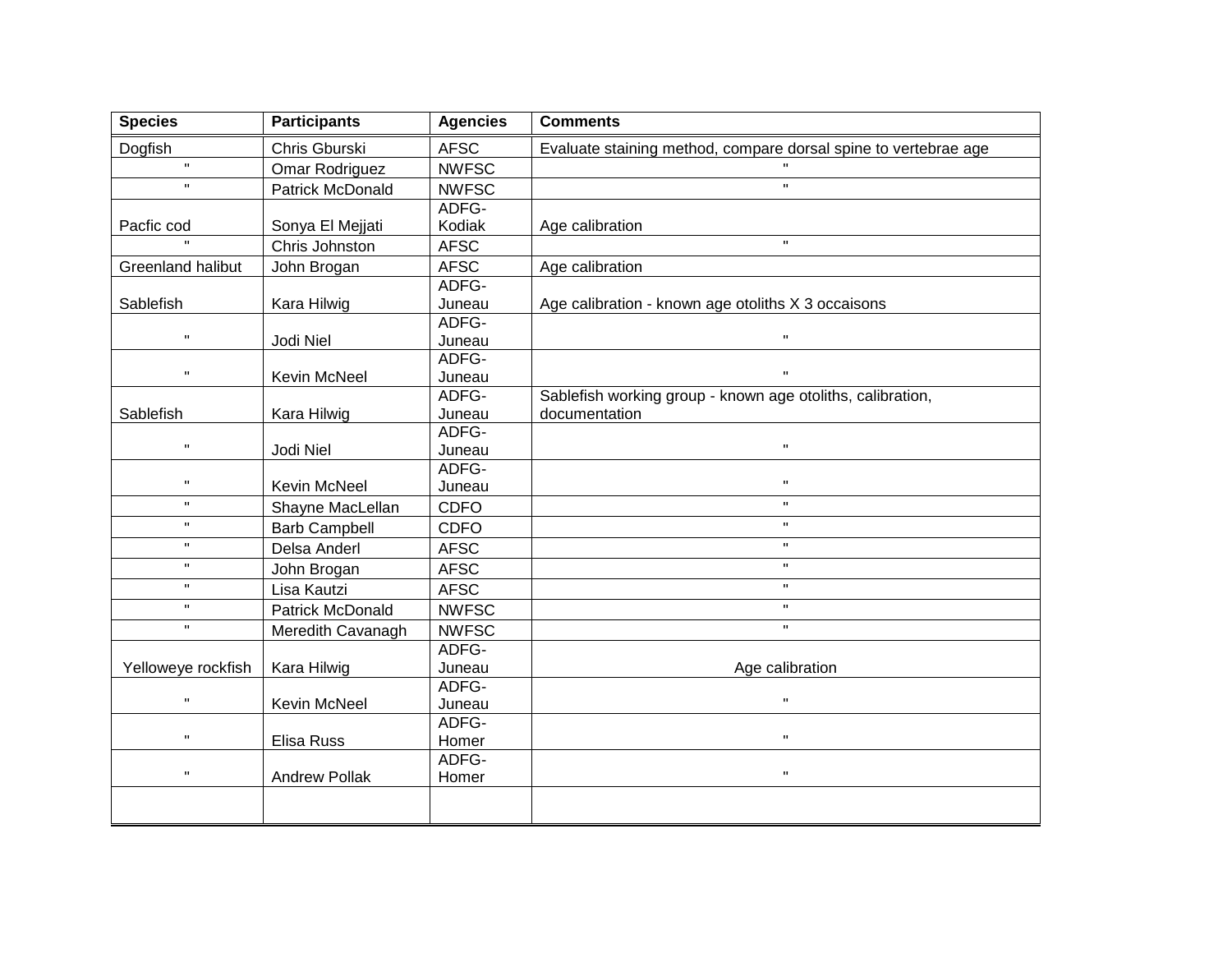| Species | Participants | Agencies | Comments |
|---|---|---|---|
| Dogfish | Chris Gburski | AFSC | Evaluate staining method, compare dorsal spine to vertebrae age |
| " | Omar Rodriguez | NWFSC | " |
| " | Patrick McDonald | NWFSC | " |
| Pacfic cod | Sonya El Mejjati | ADFG-Kodiak | Age calibration |
| " | Chris Johnston | AFSC | " |
| Greenland halibut | John Brogan | AFSC | Age calibration |
| Sablefish | Kara Hilwig | ADFG-Juneau | Age calibration - known age otoliths X 3 occaisons |
| " | Jodi Niel | ADFG-Juneau | " |
| " | Kevin McNeel | ADFG-Juneau | " |
| Sablefish | Kara Hilwig | ADFG-Juneau | Sablefish working group - known age otoliths, calibration, documentation |
| " | Jodi Niel | ADFG-Juneau | " |
| " | Kevin McNeel | ADFG-Juneau | " |
| " | Shayne MacLellan | CDFO | " |
| " | Barb Campbell | CDFO | " |
| " | Delsa Anderl | AFSC | " |
| " | John Brogan | AFSC | " |
| " | Lisa Kautzi | AFSC | " |
| " | Patrick McDonald | NWFSC | " |
| " | Meredith Cavanagh | NWFSC | " |
| Yelloweye rockfish | Kara Hilwig | ADFG-Juneau | Age calibration |
| " | Kevin McNeel | ADFG-Juneau | " |
| " | Elisa Russ | ADFG-Homer | " |
| " | Andrew Pollak | ADFG-Homer | " |
| | | | |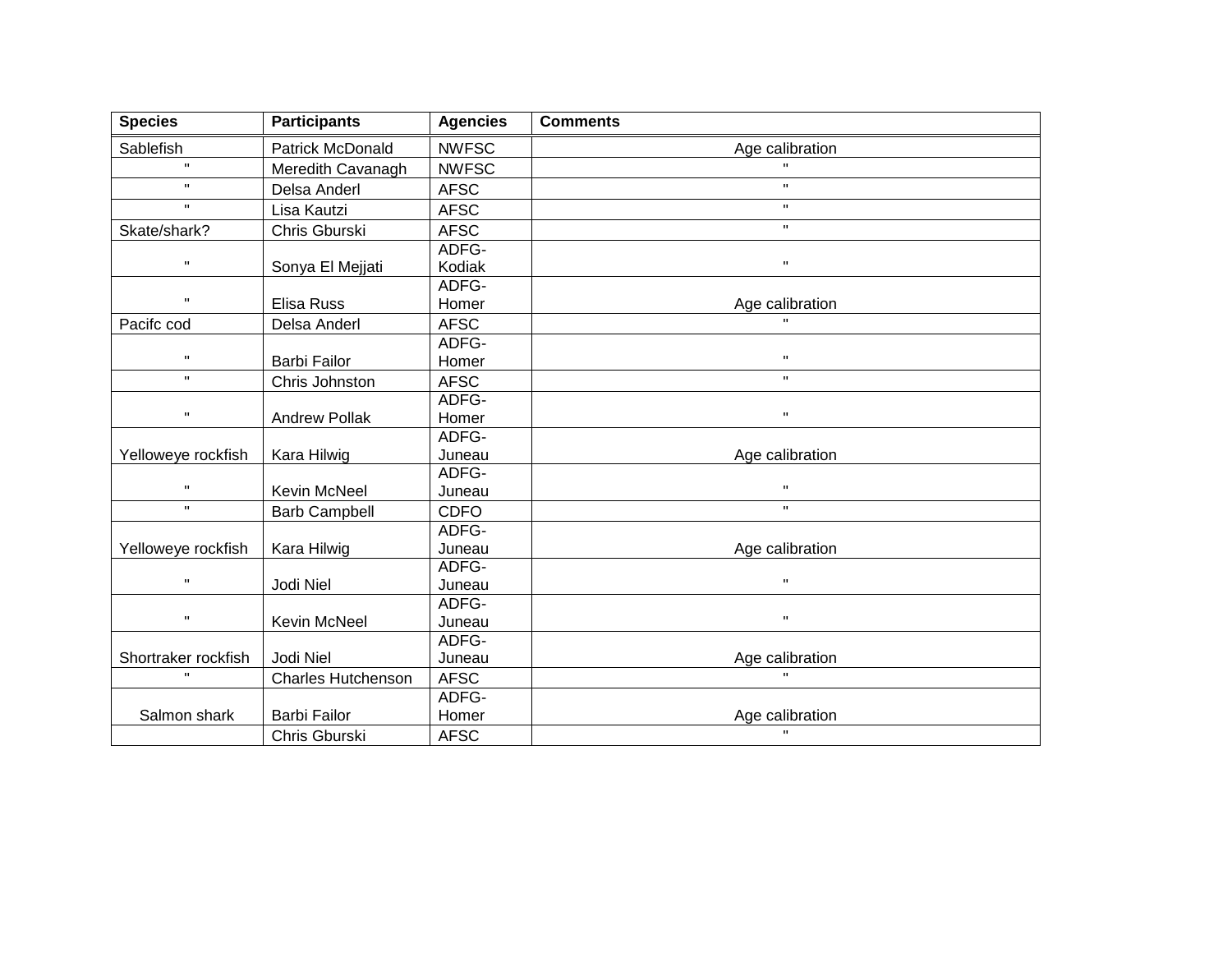| Species | Participants | Agencies | Comments |
|---|---|---|---|
| Sablefish | Patrick McDonald | NWFSC | Age calibration |
| " | Meredith Cavanagh | NWFSC | " |
| " | Delsa Anderl | AFSC | " |
| " | Lisa Kautzi | AFSC | " |
| Skate/shark? | Chris Gburski | AFSC | " |
| " | Sonya El Mejjati | ADFG-Kodiak | " |
| " | Elisa Russ | ADFG-Homer | Age calibration |
| Pacifc cod | Delsa Anderl | AFSC | " |
| " | Barbi Failor | ADFG-Homer | " |
| " | Chris Johnston | AFSC | " |
| " | Andrew Pollak | ADFG-Homer | " |
| Yelloweye rockfish | Kara Hilwig | ADFG-Juneau | Age calibration |
| " | Kevin McNeel | ADFG-Juneau | " |
| " | Barb Campbell | CDFO | " |
| Yelloweye rockfish | Kara Hilwig | ADFG-Juneau | Age calibration |
| " | Jodi Niel | ADFG-Juneau | " |
| " | Kevin McNeel | ADFG-Juneau | " |
| Shortraker rockfish | Jodi Niel | ADFG-Juneau | Age calibration |
| " | Charles Hutchenson | AFSC | " |
| Salmon shark | Barbi Failor | ADFG-Homer | Age calibration |
| | Chris Gburski | AFSC | " |